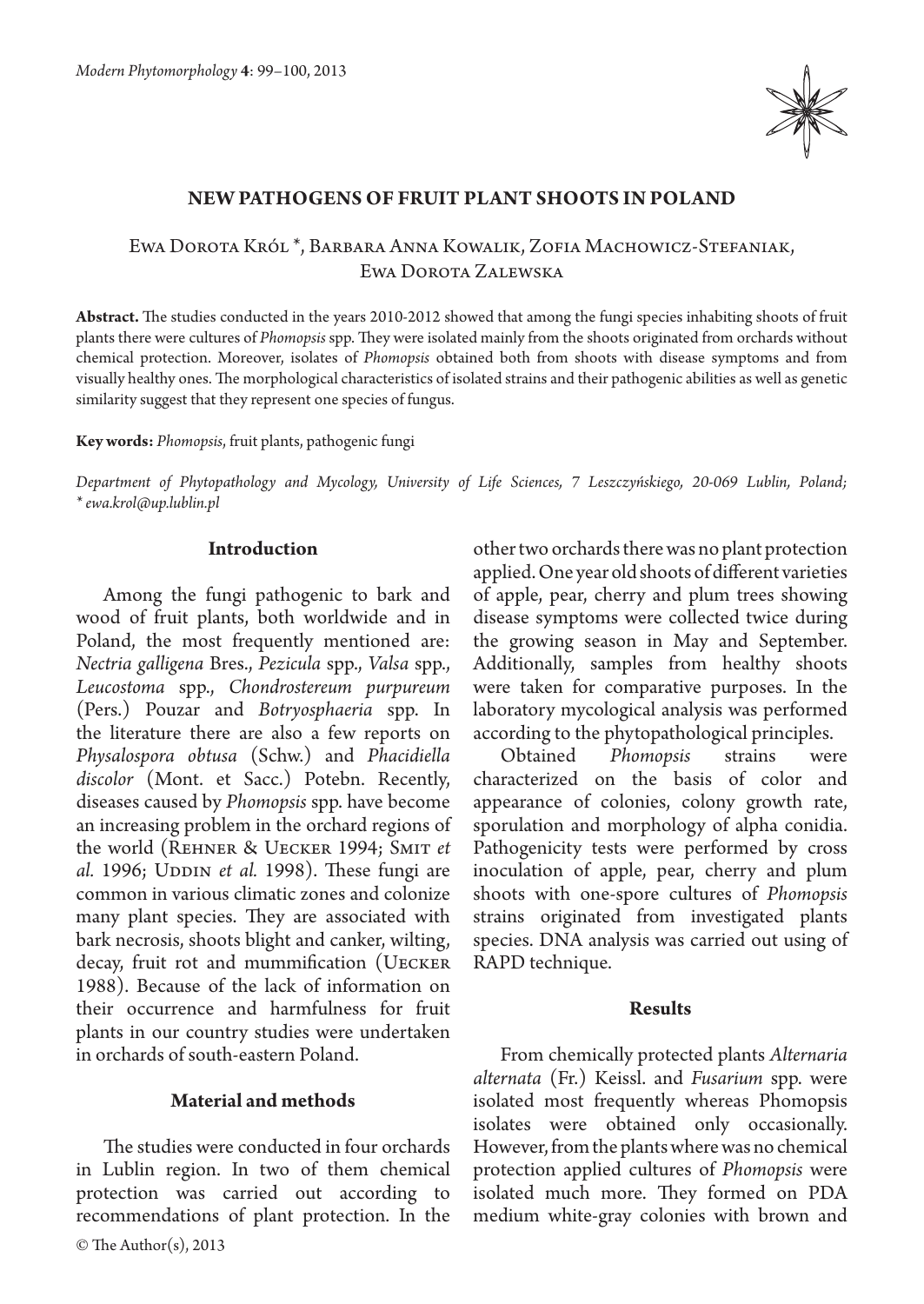# NEW PATHOGENS OF FRUIT PLANT SHOOTS IN POLAND

Ewa Dorota Król *, Barbara Anna Kowalik, Zofia Machowicz-Stefaniak, Ewa Dorota Zalewska

**Abstract.** The studies conducted in the years 2010-2012 showed that among the fungi species inhabiting shoots of fruit plants there were cultures of *Phomopsis* spp. They were isolated mainly from the shoots originated from orchards without chemical protection. Moreover, isolates of *Phomopsis* obtained both from shoots with disease symptoms and from visually healthy ones. The morphological characteristics of isolated strains and their pathogenic abilities as well as genetic similarity suggest that they represent one species of fungus.

**Key words:** *Phomopsis*, fruit plants, pathogenic fungi

*Department of Phytopathology and Mycology, University of Life Sciences, 7 Leszczyńskiego, 20-069 Lublin, Poland; \* ewa.krol@up.lublin.pl*

## Introduction

Among the fungi pathogenic to bark and wood of fruit plants, both worldwide and in Poland, the most frequently mentioned are: *Nectria galligena* Bres., *Pezicula* spp., *Valsa* spp., *Leucostoma* spp., *Chondrostereum purpureum* (Pers.) Pouzar and *Botryosphaeria* spp. In the literature there are also a few reports on *Physalospora obtusa* (Schw.) and *Phacidiella discolor* (Mont. et Sacc.) Potebn. Recently, diseases caused by *Phomopsis* spp. have become an increasing problem in the orchard regions of the world (Rehner & Uecker 1994; Smit *et al.* 1996; Uddin *et al.* 1998). These fungi are common in various climatic zones and colonize many plant species. They are associated with bark necrosis, shoots blight and canker, wilting, decay, fruit rot and mummification (Uecker 1988). Because of the lack of information on their occurrence and harmfulness for fruit plants in our country studies were undertaken in orchards of south-eastern Poland.

## Material and methods

The studies were conducted in four orchards in Lublin region. In two of them chemical protection was carried out according to recommendations of plant protection. In the other two orchards there was no plant protection applied. One year old shoots of different varieties of apple, pear, cherry and plum trees showing disease symptoms were collected twice during the growing season in May and September. Additionally, samples from healthy shoots were taken for comparative purposes. In the laboratory mycological analysis was performed according to the phytopathological principles.

Obtained *Phomopsis* strains were characterized on the basis of color and appearance of colonies, colony growth rate, sporulation and morphology of alpha conidia. Pathogenicity tests were performed by cross inoculation of apple, pear, cherry and plum shoots with one-spore cultures of *Phomopsis* strains originated from investigated plants species. DNA analysis was carried out using of RAPD technique.

## Results

From chemically protected plants *Alternaria alternata* (Fr.) Keissl. and *Fusarium* spp. were isolated most frequently whereas Phomopsis isolates were obtained only occasionally. However, from the plants where was no chemical protection applied cultures of *Phomopsis* were isolated much more. They formed on PDA medium white-gray colonies with brown and

© The Author(s), 2013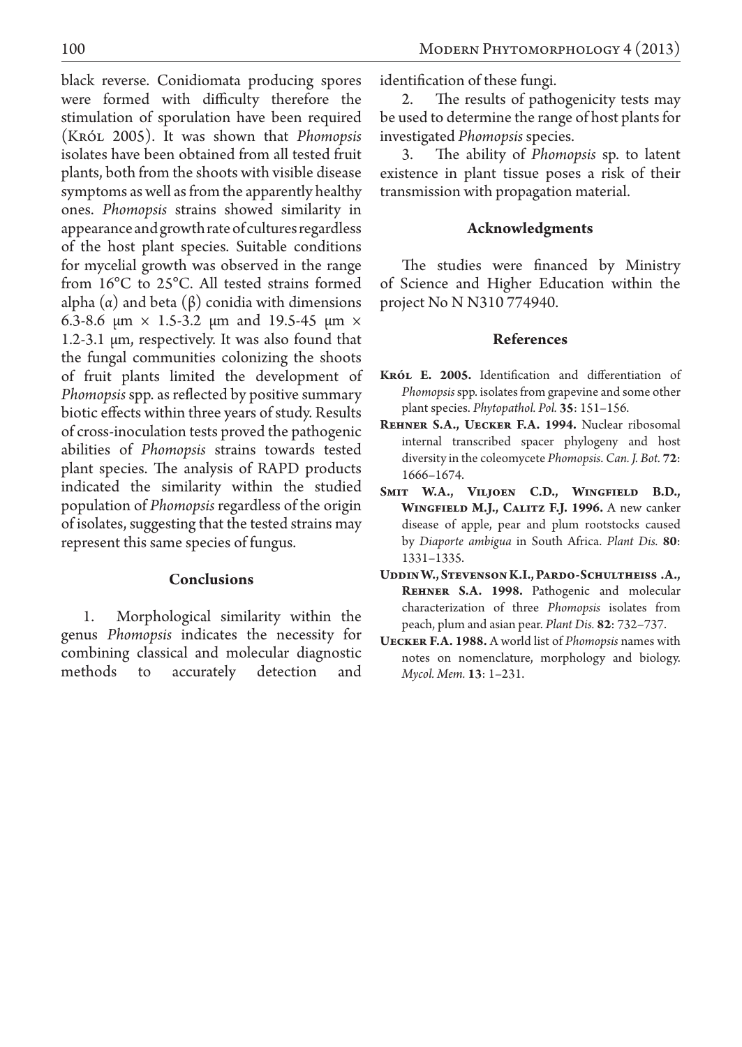black reverse. Conidiomata producing spores were formed with difficulty therefore the stimulation of sporulation have been required (Król 2005). It was shown that *Phomopsis* isolates have been obtained from all tested fruit plants, both from the shoots with visible disease symptoms as well as from the apparently healthy ones. *Phomopsis* strains showed similarity in appearance and growth rate of cultures regardless of the host plant species. Suitable conditions for mycelial growth was observed in the range from 16°C to 25°C. All tested strains formed alpha (α) and beta (β) conidia with dimensions 6.3-8.6 μm × 1.5-3.2 μm and 19.5-45 μm × 1.2-3.1 μm, respectively. It was also found that the fungal communities colonizing the shoots of fruit plants limited the development of *Phomopsis* spp. as reflected by positive summary biotic effects within three years of study. Results of cross-inoculation tests proved the pathogenic abilities of *Phomopsis* strains towards tested plant species. The analysis of RAPD products indicated the similarity within the studied population of *Phomopsis* regardless of the origin of isolates, suggesting that the tested strains may represent this same species of fungus.

## Conclusions

1. Morphological similarity within the genus *Phomopsis* indicates the necessity for combining classical and molecular diagnostic methods to accurately detection and identification of these fungi.
2. The results of pathogenicity tests may be used to determine the range of host plants for investigated *Phomopsis* species.
3. The ability of *Phomopsis* sp. to latent existence in plant tissue poses a risk of their transmission with propagation material.

## Acknowledgments

The studies were financed by Ministry of Science and Higher Education within the project No N N310 774940.

## References

**Król E. 2005.** Identification and differentiation of *Phomopsis* spp. isolates from grapevine and some other plant species. *Phytopathol. Pol.* **35**: 151–156.

**Rehner S.A., Uecker F.A. 1994.** Nuclear ribosomal internal transcribed spacer phylogeny and host diversity in the coleomycete *Phomopsis*. *Can. J. Bot.* **72**: 1666–1674.

**Smit W.A., Viljoen C.D., Wingfield B.D., Wingfield M.J., Calitz F.J. 1996.** A new canker disease of apple, pear and plum rootstocks caused by *Diaporte ambigua* in South Africa. *Plant Dis.* **80**: 1331–1335.

**Uddin W., Stevenson K.I., Pardo-Schultheiss .A., Rehner S.A. 1998.** Pathogenic and molecular characterization of three *Phomopsis* isolates from peach, plum and asian pear. *Plant Dis.* **82**: 732–737.

**Uecker F.A. 1988.** A world list of *Phomopsis* names with notes on nomenclature, morphology and biology. *Mycol. Mem.* **13**: 1–231.